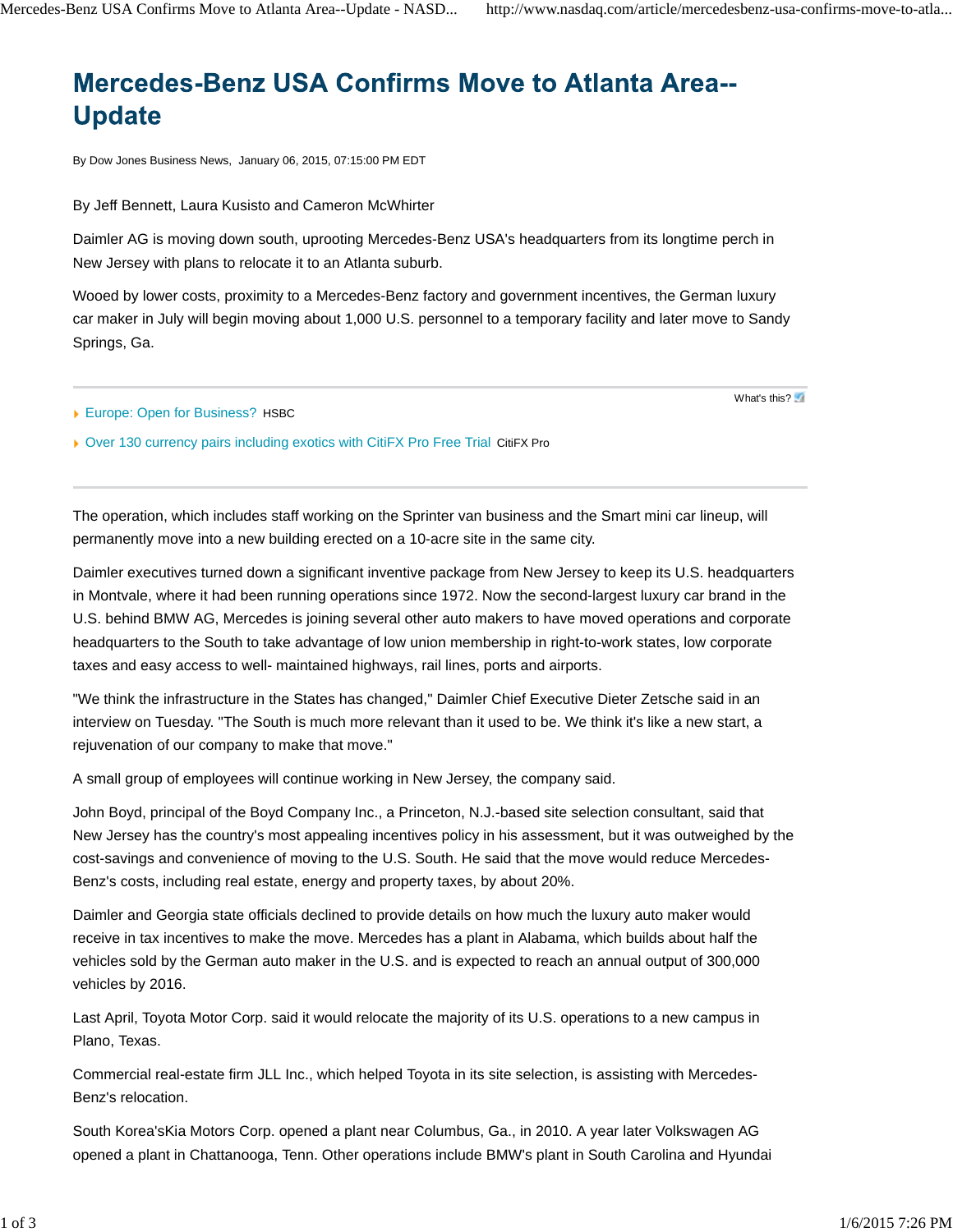# Mercedes-Benz USA Confirms Move to Atlanta Area--Update

By Dow Jones Business News, January 06, 2015, 07:15:00 PM EDT

By Jeff Bennett, Laura Kusisto and Cameron McWhirter

Daimler AG is moving down south, uprooting Mercedes-Benz USA's headquarters from its longtime perch in New Jersey with plans to relocate it to an Atlanta suburb.

Wooed by lower costs, proximity to a Mercedes-Benz factory and government incentives, the German luxury car maker in July will begin moving about 1,000 U.S. personnel to a temporary facility and later move to Sandy Springs, Ga.

The operation, which includes staff working on the Sprinter van business and the Smart mini car lineup, will permanently move into a new building erected on a 10-acre site in the same city.

Daimler executives turned down a significant inventive package from New Jersey to keep its U.S. headquarters in Montvale, where it had been running operations since 1972. Now the second-largest luxury car brand in the U.S. behind BMW AG, Mercedes is joining several other auto makers to have moved operations and corporate headquarters to the South to take advantage of low union membership in right-to-work states, low corporate taxes and easy access to well- maintained highways, rail lines, ports and airports.

"We think the infrastructure in the States has changed," Daimler Chief Executive Dieter Zetsche said in an interview on Tuesday. "The South is much more relevant than it used to be. We think it's like a new start, a rejuvenation of our company to make that move."

A small group of employees will continue working in New Jersey, the company said.

John Boyd, principal of the Boyd Company Inc., a Princeton, N.J.-based site selection consultant, said that New Jersey has the country's most appealing incentives policy in his assessment, but it was outweighed by the cost-savings and convenience of moving to the U.S. South. He said that the move would reduce Mercedes-Benz's costs, including real estate, energy and property taxes, by about 20%.

Daimler and Georgia state officials declined to provide details on how much the luxury auto maker would receive in tax incentives to make the move. Mercedes has a plant in Alabama, which builds about half the vehicles sold by the German auto maker in the U.S. and is expected to reach an annual output of 300,000 vehicles by 2016.

Last April, Toyota Motor Corp. said it would relocate the majority of its U.S. operations to a new campus in Plano, Texas.

Commercial real-estate firm JLL Inc., which helped Toyota in its site selection, is assisting with Mercedes-Benz's relocation.

South Korea'sKia Motors Corp. opened a plant near Columbus, Ga., in 2010. A year later Volkswagen AG opened a plant in Chattanooga, Tenn. Other operations include BMW's plant in South Carolina and Hyundai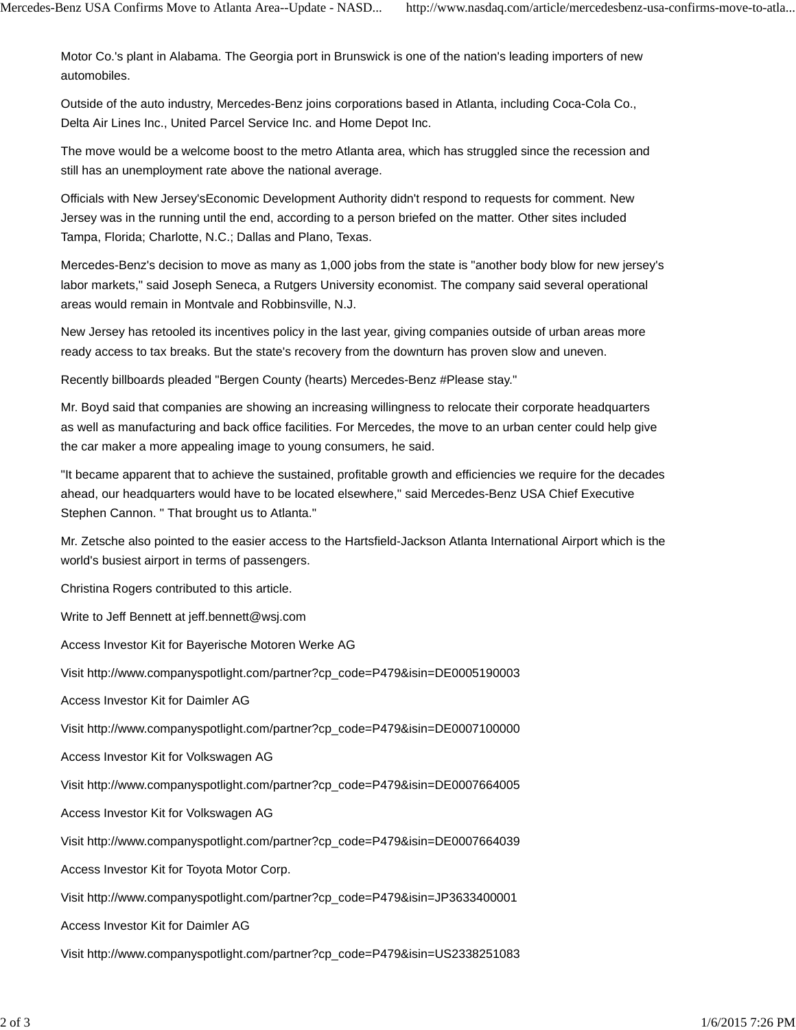Motor Co.'s plant in Alabama. The Georgia port in Brunswick is one of the nation's leading importers of new automobiles.

Outside of the auto industry, Mercedes-Benz joins corporations based in Atlanta, including Coca-Cola Co., Delta Air Lines Inc., United Parcel Service Inc. and Home Depot Inc.

The move would be a welcome boost to the metro Atlanta area, which has struggled since the recession and still has an unemployment rate above the national average.

Officials with New Jersey'sEconomic Development Authority didn't respond to requests for comment. New Jersey was in the running until the end, according to a person briefed on the matter. Other sites included Tampa, Florida; Charlotte, N.C.; Dallas and Plano, Texas.

Mercedes-Benz's decision to move as many as 1,000 jobs from the state is "another body blow for new jersey's labor markets," said Joseph Seneca, a Rutgers University economist. The company said several operational areas would remain in Montvale and Robbinsville, N.J.

New Jersey has retooled its incentives policy in the last year, giving companies outside of urban areas more ready access to tax breaks. But the state's recovery from the downturn has proven slow and uneven.

Recently billboards pleaded "Bergen County (hearts) Mercedes-Benz #Please stay."

Mr. Boyd said that companies are showing an increasing willingness to relocate their corporate headquarters as well as manufacturing and back office facilities. For Mercedes, the move to an urban center could help give the car maker a more appealing image to young consumers, he said.

"It became apparent that to achieve the sustained, profitable growth and efficiencies we require for the decades ahead, our headquarters would have to be located elsewhere," said Mercedes-Benz USA Chief Executive Stephen Cannon. " That brought us to Atlanta."

Mr. Zetsche also pointed to the easier access to the Hartsfield-Jackson Atlanta International Airport which is the world's busiest airport in terms of passengers.

Christina Rogers contributed to this article.

Write to Jeff Bennett at jeff.bennett@wsj.com

Access Investor Kit for Bayerische Motoren Werke AG

Visit http://www.companyspotlight.com/partner?cp_code=P479&isin=DE0005190003

Access Investor Kit for Daimler AG

Visit http://www.companyspotlight.com/partner?cp_code=P479&isin=DE0007100000

Access Investor Kit for Volkswagen AG

Visit http://www.companyspotlight.com/partner?cp_code=P479&isin=DE0007664005

Access Investor Kit for Volkswagen AG

Visit http://www.companyspotlight.com/partner?cp_code=P479&isin=DE0007664039

Access Investor Kit for Toyota Motor Corp.

Visit http://www.companyspotlight.com/partner?cp_code=P479&isin=JP3633400001

Access Investor Kit for Daimler AG

Visit http://www.companyspotlight.com/partner?cp_code=P479&isin=US2338251083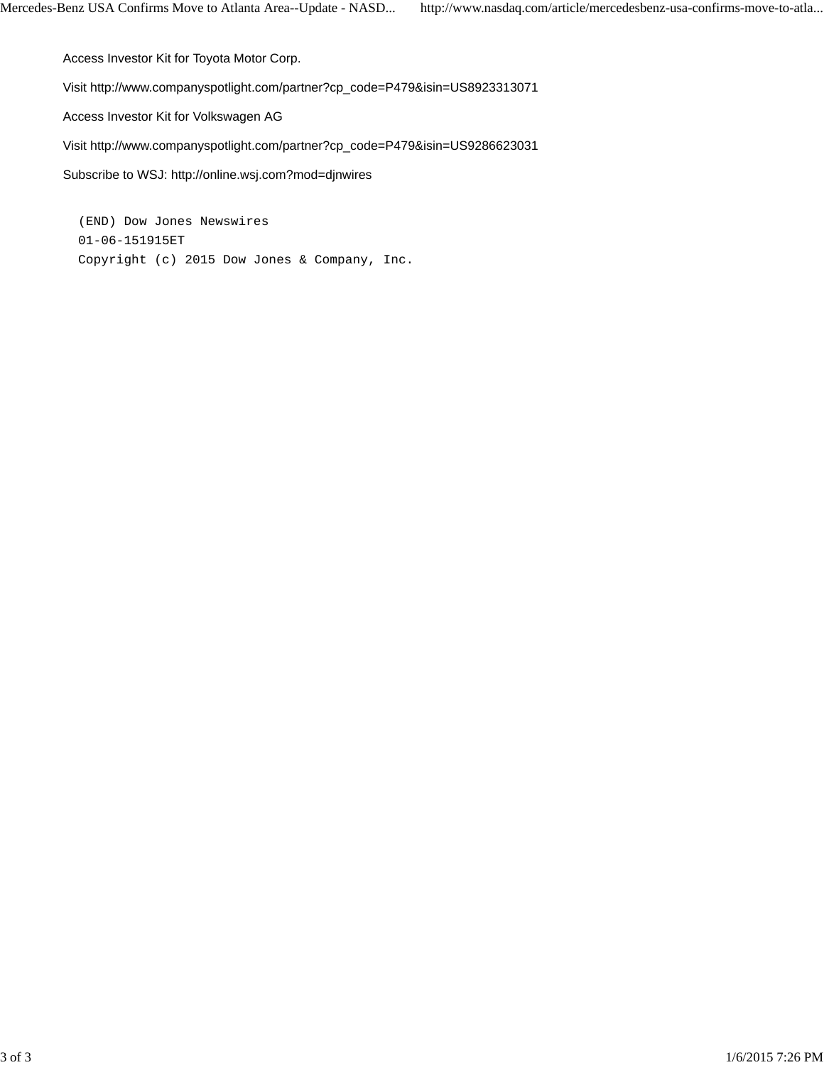Access Investor Kit for Toyota Motor Corp.

Visit http://www.companyspotlight.com/partner?cp_code=P479&isin=US8923313071

Access Investor Kit for Volkswagen AG

Visit http://www.companyspotlight.com/partner?cp_code=P479&isin=US9286623031

Subscribe to WSJ: http://online.wsj.com?mod=djnwires

```
(END) Dow Jones Newswires
01-06-151915ET
Copyright (c) 2015 Dow Jones & Company, Inc.
```